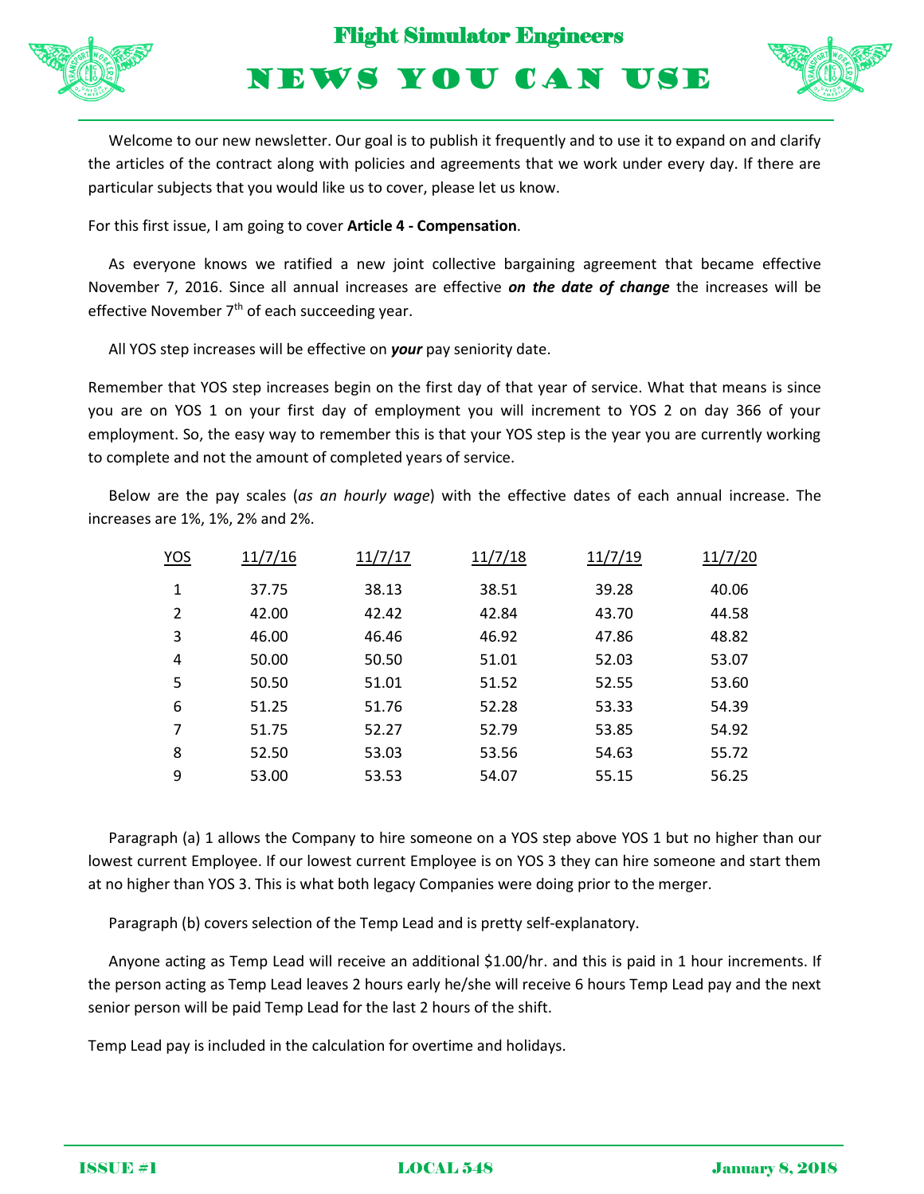# Flight Simulator Engineers

# NEWS YOU CAN USE

Welcome to our new newsletter. Our goal is to publish it frequently and to use it to expand on and clarify the articles of the contract along with policies and agreements that we work under every day. If there are particular subjects that you would like us to cover, please let us know.

For this first issue, I am going to cover **Article 4 - Compensation**.

As everyone knows we ratified a new joint collective bargaining agreement that became effective November 7, 2016. Since all annual increases are effective ***on the date of change*** the increases will be effective November 7th of each succeeding year.

All YOS step increases will be effective on ***your*** pay seniority date.

Remember that YOS step increases begin on the first day of that year of service. What that means is since you are on YOS 1 on your first day of employment you will increment to YOS 2 on day 366 of your employment. So, the easy way to remember this is that your YOS step is the year you are currently working to complete and not the amount of completed years of service.

Below are the pay scales (*as an hourly wage*) with the effective dates of each annual increase. The increases are 1%, 1%, 2% and 2%.

| YOS | 11/7/16 | 11/7/17 | 11/7/18 | 11/7/19 | 11/7/20 |
|---|---|---|---|---|---|
| 1 | 37.75 | 38.13 | 38.51 | 39.28 | 40.06 |
| 2 | 42.00 | 42.42 | 42.84 | 43.70 | 44.58 |
| 3 | 46.00 | 46.46 | 46.92 | 47.86 | 48.82 |
| 4 | 50.00 | 50.50 | 51.01 | 52.03 | 53.07 |
| 5 | 50.50 | 51.01 | 51.52 | 52.55 | 53.60 |
| 6 | 51.25 | 51.76 | 52.28 | 53.33 | 54.39 |
| 7 | 51.75 | 52.27 | 52.79 | 53.85 | 54.92 |
| 8 | 52.50 | 53.03 | 53.56 | 54.63 | 55.72 |
| 9 | 53.00 | 53.53 | 54.07 | 55.15 | 56.25 |

Paragraph (a) 1 allows the Company to hire someone on a YOS step above YOS 1 but no higher than our lowest current Employee. If our lowest current Employee is on YOS 3 they can hire someone and start them at no higher than YOS 3. This is what both legacy Companies were doing prior to the merger.

Paragraph (b) covers selection of the Temp Lead and is pretty self-explanatory.

Anyone acting as Temp Lead will receive an additional $1.00/hr. and this is paid in 1 hour increments. If the person acting as Temp Lead leaves 2 hours early he/she will receive 6 hours Temp Lead pay and the next senior person will be paid Temp Lead for the last 2 hours of the shift.

Temp Lead pay is included in the calculation for overtime and holidays.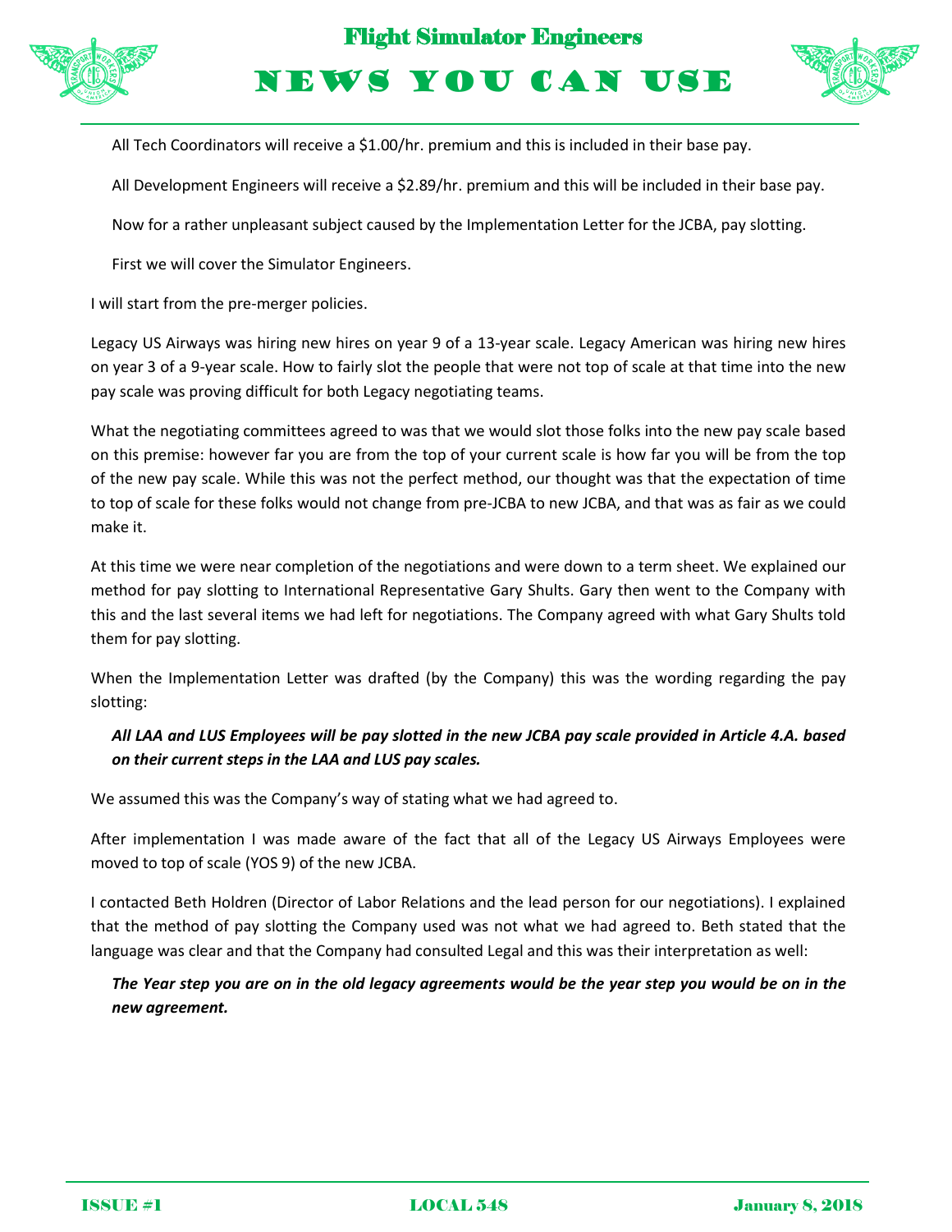All Tech Coordinators will receive a $1.00/hr. premium and this is included in their base pay.

All Development Engineers will receive a $2.89/hr. premium and this will be included in their base pay.

Now for a rather unpleasant subject caused by the Implementation Letter for the JCBA, pay slotting.

First we will cover the Simulator Engineers.

I will start from the pre-merger policies.

Legacy US Airways was hiring new hires on year 9 of a 13-year scale. Legacy American was hiring new hires on year 3 of a 9-year scale. How to fairly slot the people that were not top of scale at that time into the new pay scale was proving difficult for both Legacy negotiating teams.

What the negotiating committees agreed to was that we would slot those folks into the new pay scale based on this premise: however far you are from the top of your current scale is how far you will be from the top of the new pay scale. While this was not the perfect method, our thought was that the expectation of time to top of scale for these folks would not change from pre-JCBA to new JCBA, and that was as fair as we could make it.

At this time we were near completion of the negotiations and were down to a term sheet. We explained our method for pay slotting to International Representative Gary Shults. Gary then went to the Company with this and the last several items we had left for negotiations. The Company agreed with what Gary Shults told them for pay slotting.

When the Implementation Letter was drafted (by the Company) this was the wording regarding the pay slotting:

***All LAA and LUS Employees will be pay slotted in the new JCBA pay scale provided in Article 4.A. based on their current steps in the LAA and LUS pay scales.***

We assumed this was the Company's way of stating what we had agreed to.

After implementation I was made aware of the fact that all of the Legacy US Airways Employees were moved to top of scale (YOS 9) of the new JCBA.

I contacted Beth Holdren (Director of Labor Relations and the lead person for our negotiations). I explained that the method of pay slotting the Company used was not what we had agreed to. Beth stated that the language was clear and that the Company had consulted Legal and this was their interpretation as well:

***The Year step you are on in the old legacy agreements would be the year step you would be on in the new agreement.***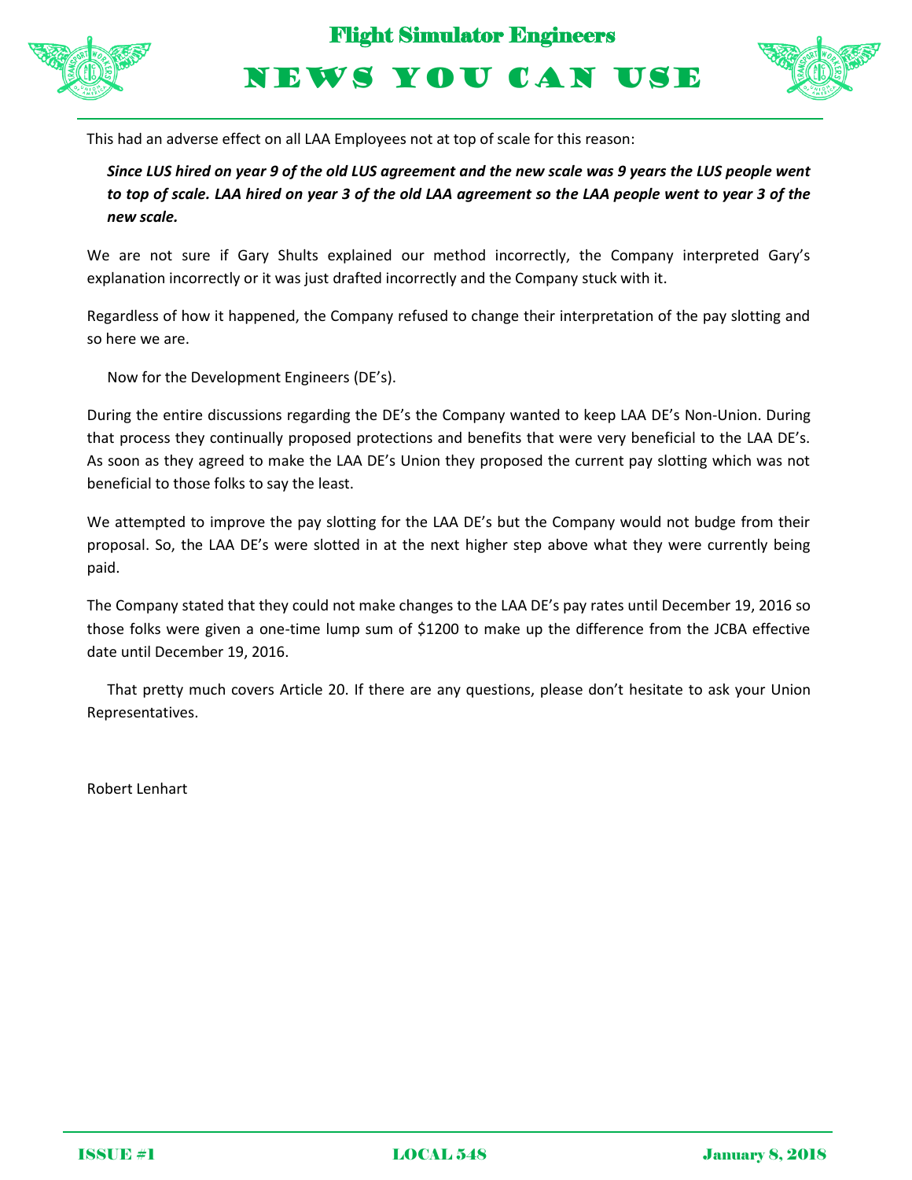This had an adverse effect on all LAA Employees not at top of scale for this reason:

***Since LUS hired on year 9 of the old LUS agreement and the new scale was 9 years the LUS people went to top of scale. LAA hired on year 3 of the old LAA agreement so the LAA people went to year 3 of the new scale.***

We are not sure if Gary Shults explained our method incorrectly, the Company interpreted Gary's explanation incorrectly or it was just drafted incorrectly and the Company stuck with it.

Regardless of how it happened, the Company refused to change their interpretation of the pay slotting and so here we are.

Now for the Development Engineers (DE's).

During the entire discussions regarding the DE's the Company wanted to keep LAA DE's Non-Union. During that process they continually proposed protections and benefits that were very beneficial to the LAA DE's. As soon as they agreed to make the LAA DE's Union they proposed the current pay slotting which was not beneficial to those folks to say the least.

We attempted to improve the pay slotting for the LAA DE's but the Company would not budge from their proposal. So, the LAA DE's were slotted in at the next higher step above what they were currently being paid.

The Company stated that they could not make changes to the LAA DE's pay rates until December 19, 2016 so those folks were given a one-time lump sum of $1200 to make up the difference from the JCBA effective date until December 19, 2016.

That pretty much covers Article 20. If there are any questions, please don't hesitate to ask your Union Representatives.

Robert Lenhart